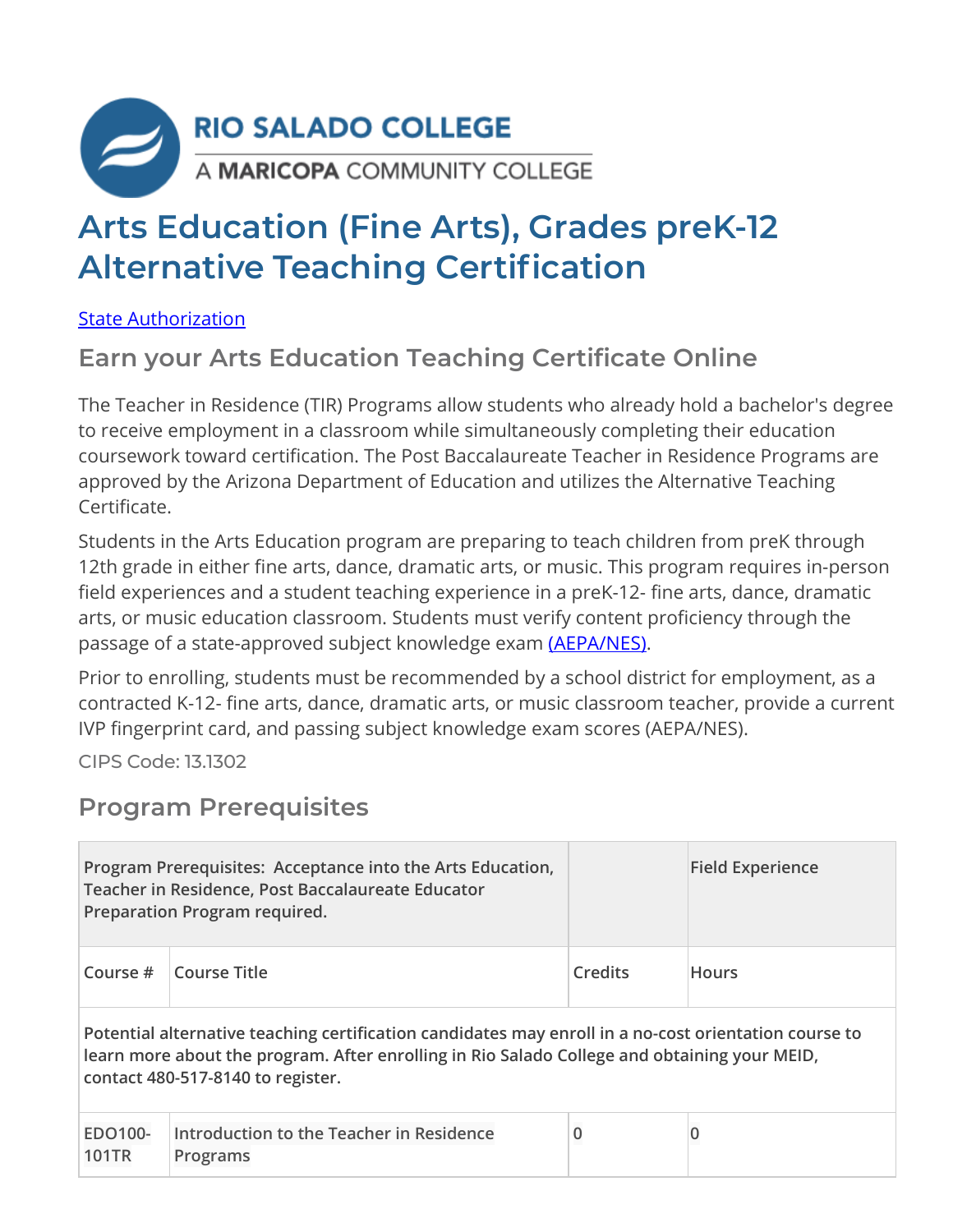RIO SALADO COLLEGE

A MARICOPA COMMUNITY COLLEGE

# Arts Education (Fine Arts), Grades preK-12 Alternative Teaching Certification

[State Authorization]

## Earn your Arts Education Teaching Certificate Online

The Teacher in Residence (TIR) Programs allow students who already hold a bachelor's degree to receive employment in a classroom while simultaneously completing their education coursework toward certification. The Post Baccalaureate Teacher in Residence Programs are approved by the Arizona Department of Education and utilizes the Alternative Teaching Certificate.

Students in the Arts Education program are preparing to teach children from preK through 12th grade in either fine arts, dance, dramatic arts, or music. This program requires in-person field experiences and a student teaching experience in a preK-12- fine arts, dance, dramatic arts, or music education classroom. Students must verify content proficiency through the passage of a state-approved subject knowledge exam (AEPA/NES).

Prior to enrolling, students must be recommended by a school district for employment, as a contracted K-12- fine arts, dance, dramatic arts, or music classroom teacher, provide a current IVP fingerprint card, and passing subject knowledge exam scores (AEPA/NES).

CIPS Code: 13.1302

## Program Prerequisites

| **Program Prerequisites: Acceptance into the Arts Education, Teacher in Residence, Post Baccalaureate Educator Preparation Program required.** | | | **Field Experience** |
|---|---|---|---|
| **Course #** | **Course Title** | **Credits** | **Hours** |
| **Potential alternative teaching certification candidates may enroll in a no-cost orientation course to learn more about the program. After enrolling in Rio Salado College and obtaining your MEID, contact 480-517-8140 to register.** | | | |
| EDO100-101TR | Introduction to the Teacher in Residence Programs | 0 | 0 |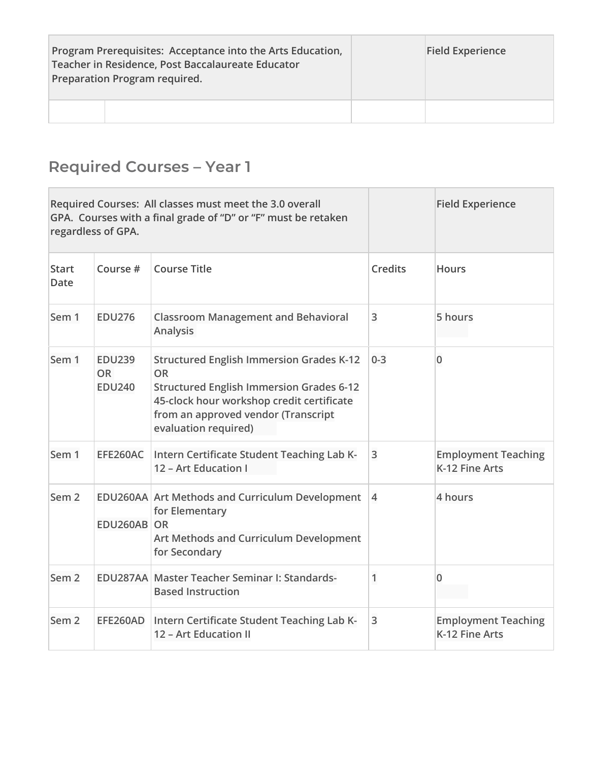| Program Prerequisites: Acceptance into the Arts Education, Teacher in Residence, Post Baccalaureate Educator Preparation Program required. | | | Field Experience |
| --- | --- | --- | --- |
| | | | |

## Required Courses – Year 1

| Required Courses: All classes must meet the 3.0 overall GPA. Courses with a final grade of "D" or "F" must be retaken regardless of GPA. | | | | Field Experience |
| --- | --- | --- | --- | --- |
| Start Date | Course # | Course Title | Credits | Hours |
| Sem 1 | EDU276 | Classroom Management and Behavioral Analysis | 3 | 5 hours |
| Sem 1 | EDU239 OR EDU240 | Structured English Immersion Grades K-12 OR Structured English Immersion Grades 6-12 45-clock hour workshop credit certificate from an approved vendor (Transcript evaluation required) | 0-3 | 0 |
| Sem 1 | EFE260AC | Intern Certificate Student Teaching Lab K-12 – Art Education I | 3 | Employment Teaching K-12 Fine Arts |
| Sem 2 | EDU260AA EDU260AB | Art Methods and Curriculum Development for Elementary OR Art Methods and Curriculum Development for Secondary | 4 | 4 hours |
| Sem 2 | EDU287AA | Master Teacher Seminar I: Standards-Based Instruction | 1 | 0 |
| Sem 2 | EFE260AD | Intern Certificate Student Teaching Lab K-12 – Art Education II | 3 | Employment Teaching K-12 Fine Arts |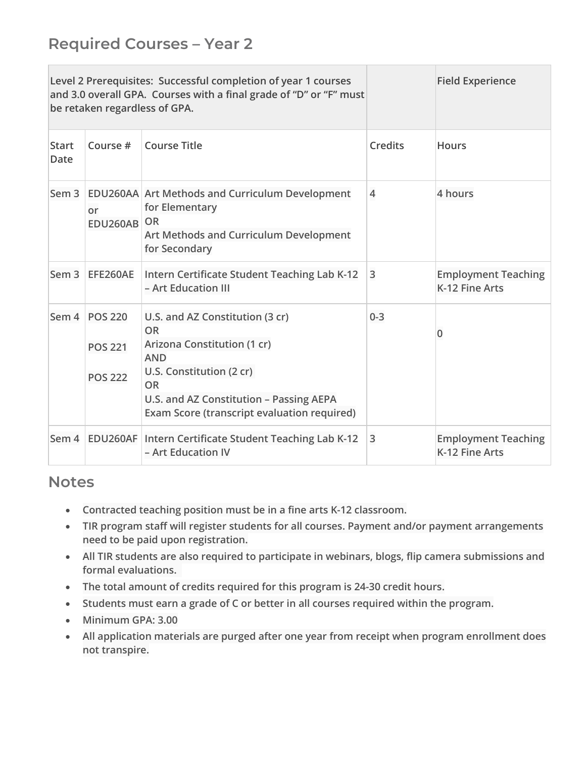## Required Courses – Year 2

| Level 2 Prerequisites: Successful completion of year 1 courses and 3.0 overall GPA. Courses with a final grade of "D" or "F" must be retaken regardless of GPA. | | | | Field Experience |
|---|---|---|---|---|
| Start Date | Course # | Course Title | Credits | Hours |
| Sem 3 | EDU260AA or EDU260AB | Art Methods and Curriculum Development for Elementary OR Art Methods and Curriculum Development for Secondary | 4 | 4 hours |
| Sem 3 | EFE260AE | Intern Certificate Student Teaching Lab K-12 – Art Education III | 3 | Employment Teaching K-12 Fine Arts |
| Sem 4 | POS 220<br>POS 221<br>POS 222 | U.S. and AZ Constitution (3 cr)<br>OR<br>Arizona Constitution (1 cr)<br>AND<br>U.S. Constitution (2 cr)<br>OR<br>U.S. and AZ Constitution – Passing AEPA Exam Score (transcript evaluation required) | 0-3 | 0 |
| Sem 4 | EDU260AF | Intern Certificate Student Teaching Lab K-12 – Art Education IV | 3 | Employment Teaching K-12 Fine Arts |

## Notes

- Contracted teaching position must be in a fine arts K-12 classroom.
- TIR program staff will register students for all courses. Payment and/or payment arrangements need to be paid upon registration.
- All TIR students are also required to participate in webinars, blogs, flip camera submissions and formal evaluations.
- The total amount of credits required for this program is 24-30 credit hours.
- Students must earn a grade of C or better in all courses required within the program.
- Minimum GPA: 3.00
- All application materials are purged after one year from receipt when program enrollment does not transpire.